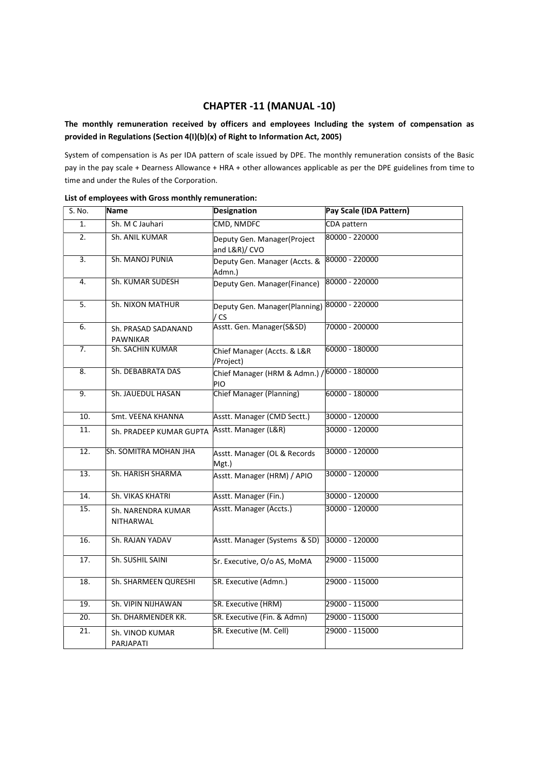# CHAPTER -11 (MANUAL -10)

**The monthly remuneration received by officers and employees Including the system of compensation as provided in Regulations (Section 4(I)(b)(x) of Right to Information Act, 2005)**

System of compensation is As per IDA pattern of scale issued by DPE. The monthly remuneration consists of the Basic pay in the pay scale + Dearness Allowance + HRA + other allowances applicable as per the DPE guidelines from time to time and under the Rules of the Corporation.

**List of employees with Gross monthly remuneration:**

| S. No. | Name | Designation | Pay Scale (IDA Pattern) |
|---|---|---|---|
| 1. | Sh. M C Jauhari | CMD, NMDFC | CDA pattern |
| 2. | Sh. ANIL KUMAR | Deputy Gen. Manager(Project and L&R)/ CVO | 80000 - 220000 |
| 3. | Sh. MANOJ PUNIA | Deputy Gen. Manager (Accts. & Admn.) | 80000 - 220000 |
| 4. | Sh. KUMAR SUDESH | Deputy Gen. Manager(Finance) | 80000 - 220000 |
| 5. | Sh. NIXON MATHUR | Deputy Gen. Manager(Planning) / CS | 80000 - 220000 |
| 6. | Sh. PRASAD SADANAND PAWNIKAR | Asstt. Gen. Manager(S&SD) | 70000 - 200000 |
| 7. | Sh. SACHIN KUMAR | Chief Manager (Accts. & L&R /Project) | 60000 - 180000 |
| 8. | Sh. DEBABRATA DAS | Chief Manager (HRM & Admn.) / PIO | 60000 - 180000 |
| 9. | Sh. JAUEDUL HASAN | Chief Manager (Planning) | 60000 - 180000 |
| 10. | Smt. VEENA KHANNA | Asstt. Manager (CMD Sectt.) | 30000 - 120000 |
| 11. | Sh. PRADEEP KUMAR GUPTA | Asstt. Manager (L&R) | 30000 - 120000 |
| 12. | Sh. SOMITRA MOHAN JHA | Asstt. Manager (OL & Records Mgt.) | 30000 - 120000 |
| 13. | Sh. HARISH SHARMA | Asstt. Manager (HRM) / APIO | 30000 - 120000 |
| 14. | Sh. VIKAS KHATRI | Asstt. Manager (Fin.) | 30000 - 120000 |
| 15. | Sh. NARENDRA KUMAR NITHARWAL | Asstt. Manager (Accts.) | 30000 - 120000 |
| 16. | Sh. RAJAN YADAV | Asstt. Manager (Systems & SD) | 30000 - 120000 |
| 17. | Sh. SUSHIL SAINI | Sr. Executive, O/o AS, MoMA | 29000 - 115000 |
| 18. | Sh. SHARMEEN QURESHI | SR. Executive (Admn.) | 29000 - 115000 |
| 19. | Sh. VIPIN NIJHAWAN | SR. Executive (HRM) | 29000 - 115000 |
| 20. | Sh. DHARMENDER KR. | SR. Executive (Fin. & Admn) | 29000 - 115000 |
| 21. | Sh. VINOD KUMAR PARJAPATI | SR. Executive (M. Cell) | 29000 - 115000 |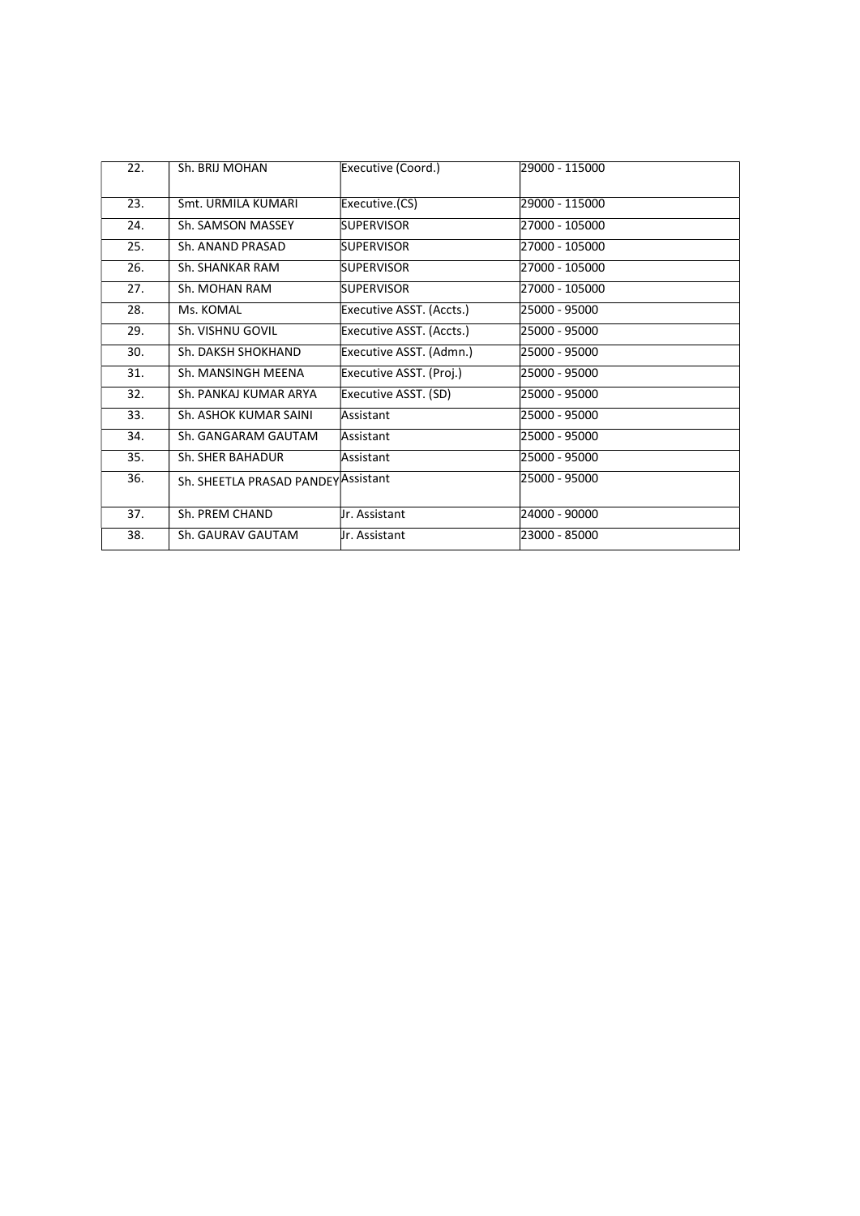| | | | |
|---|---|---|---|
| 22. | Sh. BRIJ MOHAN | Executive (Coord.) | 29000 - 115000 |
| 23. | Smt. URMILA KUMARI | Executive.(CS) | 29000 - 115000 |
| 24. | Sh. SAMSON MASSEY | SUPERVISOR | 27000 - 105000 |
| 25. | Sh. ANAND PRASAD | SUPERVISOR | 27000 - 105000 |
| 26. | Sh. SHANKAR RAM | SUPERVISOR | 27000 - 105000 |
| 27. | Sh. MOHAN RAM | SUPERVISOR | 27000 - 105000 |
| 28. | Ms. KOMAL | Executive ASST. (Accts.) | 25000 - 95000 |
| 29. | Sh. VISHNU GOVIL | Executive ASST. (Accts.) | 25000 - 95000 |
| 30. | Sh. DAKSH SHOKHAND | Executive ASST. (Admn.) | 25000 - 95000 |
| 31. | Sh. MANSINGH MEENA | Executive ASST. (Proj.) | 25000 - 95000 |
| 32. | Sh. PANKAJ KUMAR ARYA | Executive ASST. (SD) | 25000 - 95000 |
| 33. | Sh. ASHOK KUMAR SAINI | Assistant | 25000 - 95000 |
| 34. | Sh. GANGARAM GAUTAM | Assistant | 25000 - 95000 |
| 35. | Sh. SHER BAHADUR | Assistant | 25000 - 95000 |
| 36. | Sh. SHEETLA PRASAD PANDEY | Assistant | 25000 - 95000 |
| 37. | Sh. PREM CHAND | Jr. Assistant | 24000 - 90000 |
| 38. | Sh. GAURAV GAUTAM | Jr. Assistant | 23000 - 85000 |